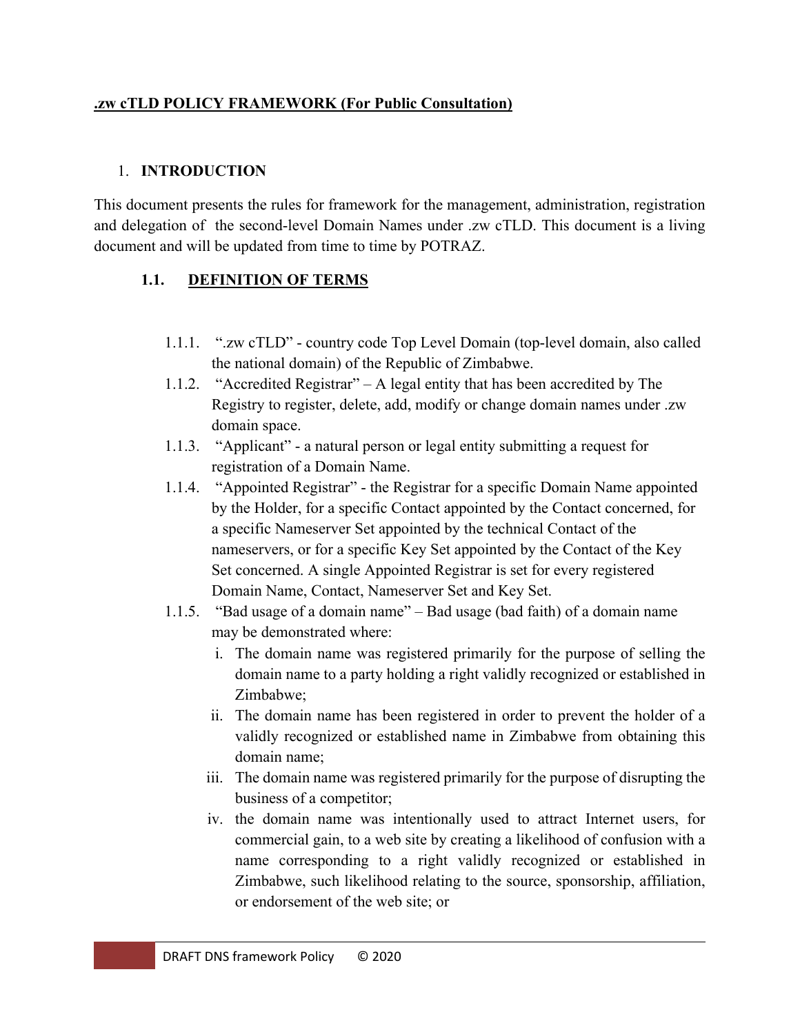**.zw cTLD POLICY FRAMEWORK (For Public Consultation)**

## 1. INTRODUCTION

This document presents the rules for framework for the management, administration, registration and delegation of the second-level Domain Names under .zw cTLD. This document is a living document and will be updated from time to time by POTRAZ.

### 1.1. DEFINITION OF TERMS

1.1.1. ".zw cTLD" - country code Top Level Domain (top-level domain, also called the national domain) of the Republic of Zimbabwe.

1.1.2. "Accredited Registrar" – A legal entity that has been accredited by The Registry to register, delete, add, modify or change domain names under .zw domain space.

1.1.3. "Applicant" - a natural person or legal entity submitting a request for registration of a Domain Name.

1.1.4. "Appointed Registrar" - the Registrar for a specific Domain Name appointed by the Holder, for a specific Contact appointed by the Contact concerned, for a specific Nameserver Set appointed by the technical Contact of the nameservers, or for a specific Key Set appointed by the Contact of the Key Set concerned. A single Appointed Registrar is set for every registered Domain Name, Contact, Nameserver Set and Key Set.

1.1.5. "Bad usage of a domain name" – Bad usage (bad faith) of a domain name may be demonstrated where:

i. The domain name was registered primarily for the purpose of selling the domain name to a party holding a right validly recognized or established in Zimbabwe;

ii. The domain name has been registered in order to prevent the holder of a validly recognized or established name in Zimbabwe from obtaining this domain name;

iii. The domain name was registered primarily for the purpose of disrupting the business of a competitor;

iv. the domain name was intentionally used to attract Internet users, for commercial gain, to a web site by creating a likelihood of confusion with a name corresponding to a right validly recognized or established in Zimbabwe, such likelihood relating to the source, sponsorship, affiliation, or endorsement of the web site; or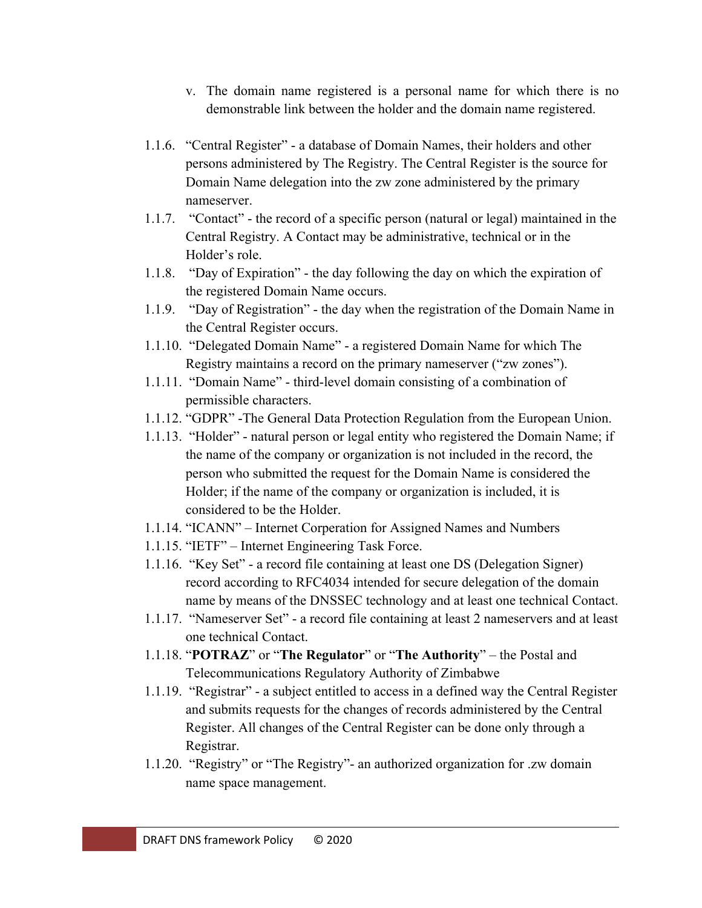v. The domain name registered is a personal name for which there is no demonstrable link between the holder and the domain name registered.

1.1.6. "Central Register" - a database of Domain Names, their holders and other persons administered by The Registry. The Central Register is the source for Domain Name delegation into the zw zone administered by the primary nameserver.

1.1.7. "Contact" - the record of a specific person (natural or legal) maintained in the Central Registry. A Contact may be administrative, technical or in the Holder's role.

1.1.8. "Day of Expiration" - the day following the day on which the expiration of the registered Domain Name occurs.

1.1.9. "Day of Registration" - the day when the registration of the Domain Name in the Central Register occurs.

1.1.10. "Delegated Domain Name" - a registered Domain Name for which The Registry maintains a record on the primary nameserver ("zw zones").

1.1.11. "Domain Name" - third-level domain consisting of a combination of permissible characters.

1.1.12. "GDPR" -The General Data Protection Regulation from the European Union.

1.1.13. "Holder" - natural person or legal entity who registered the Domain Name; if the name of the company or organization is not included in the record, the person who submitted the request for the Domain Name is considered the Holder; if the name of the company or organization is included, it is considered to be the Holder.

1.1.14. "ICANN" – Internet Corperation for Assigned Names and Numbers

1.1.15. "IETF" – Internet Engineering Task Force.

1.1.16. "Key Set" - a record file containing at least one DS (Delegation Signer) record according to RFC4034 intended for secure delegation of the domain name by means of the DNSSEC technology and at least one technical Contact.

1.1.17. "Nameserver Set" - a record file containing at least 2 nameservers and at least one technical Contact.

1.1.18. "**POTRAZ**" or "**The Regulator**" or "**The Authority**" – the Postal and Telecommunications Regulatory Authority of Zimbabwe

1.1.19. "Registrar" - a subject entitled to access in a defined way the Central Register and submits requests for the changes of records administered by the Central Register. All changes of the Central Register can be done only through a Registrar.

1.1.20. "Registry" or "The Registry"- an authorized organization for .zw domain name space management.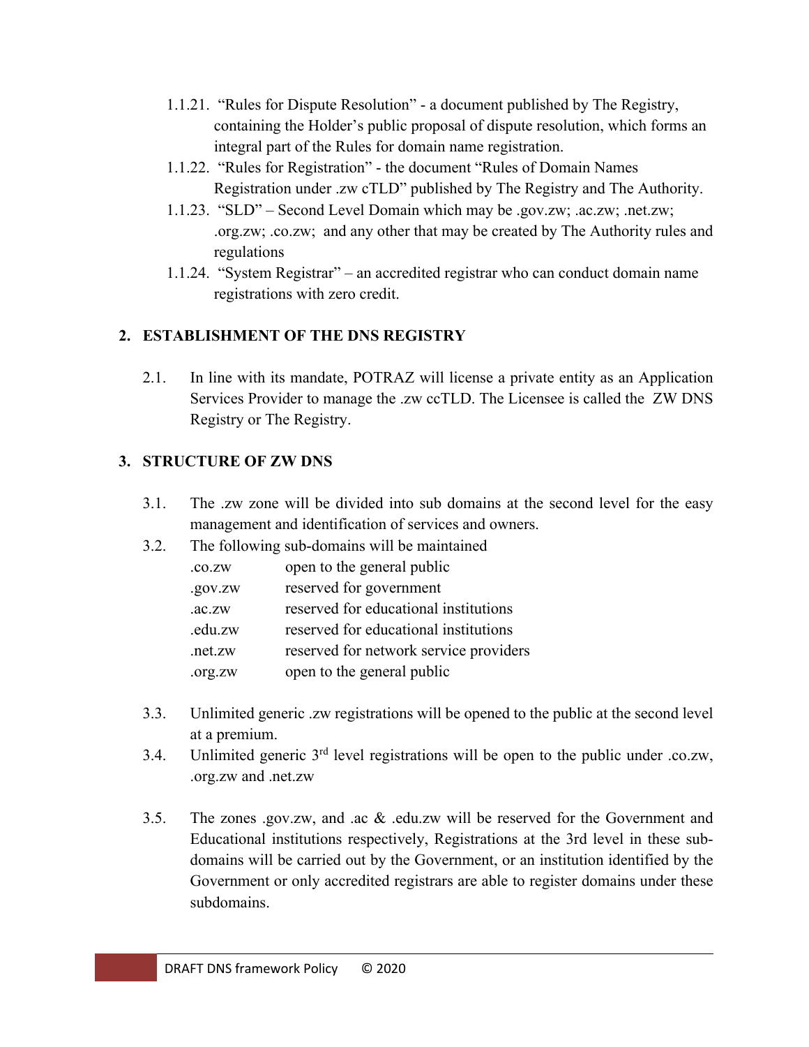1.1.21. "Rules for Dispute Resolution" - a document published by The Registry, containing the Holder's public proposal of dispute resolution, which forms an integral part of the Rules for domain name registration.

1.1.22. "Rules for Registration" - the document "Rules of Domain Names Registration under .zw cTLD" published by The Registry and The Authority.

1.1.23. "SLD" – Second Level Domain which may be .gov.zw; .ac.zw; .net.zw; .org.zw; .co.zw; and any other that may be created by The Authority rules and regulations

1.1.24. "System Registrar" – an accredited registrar who can conduct domain name registrations with zero credit.

## 2. ESTABLISHMENT OF THE DNS REGISTRY

2.1. In line with its mandate, POTRAZ will license a private entity as an Application Services Provider to manage the .zw ccTLD. The Licensee is called the ZW DNS Registry or The Registry.

## 3. STRUCTURE OF ZW DNS

3.1. The .zw zone will be divided into sub domains at the second level for the easy management and identification of services and owners.

3.2. The following sub-domains will be maintained

| | |
|---|---|
| .co.zw | open to the general public |
| .gov.zw | reserved for government |
| .ac.zw | reserved for educational institutions |
| .edu.zw | reserved for educational institutions |
| .net.zw | reserved for network service providers |
| .org.zw | open to the general public |

3.3. Unlimited generic .zw registrations will be opened to the public at the second level at a premium.

3.4. Unlimited generic 3rd level registrations will be open to the public under .co.zw, .org.zw and .net.zw

3.5. The zones .gov.zw, and .ac & .edu.zw will be reserved for the Government and Educational institutions respectively, Registrations at the 3rd level in these sub-domains will be carried out by the Government, or an institution identified by the Government or only accredited registrars are able to register domains under these subdomains.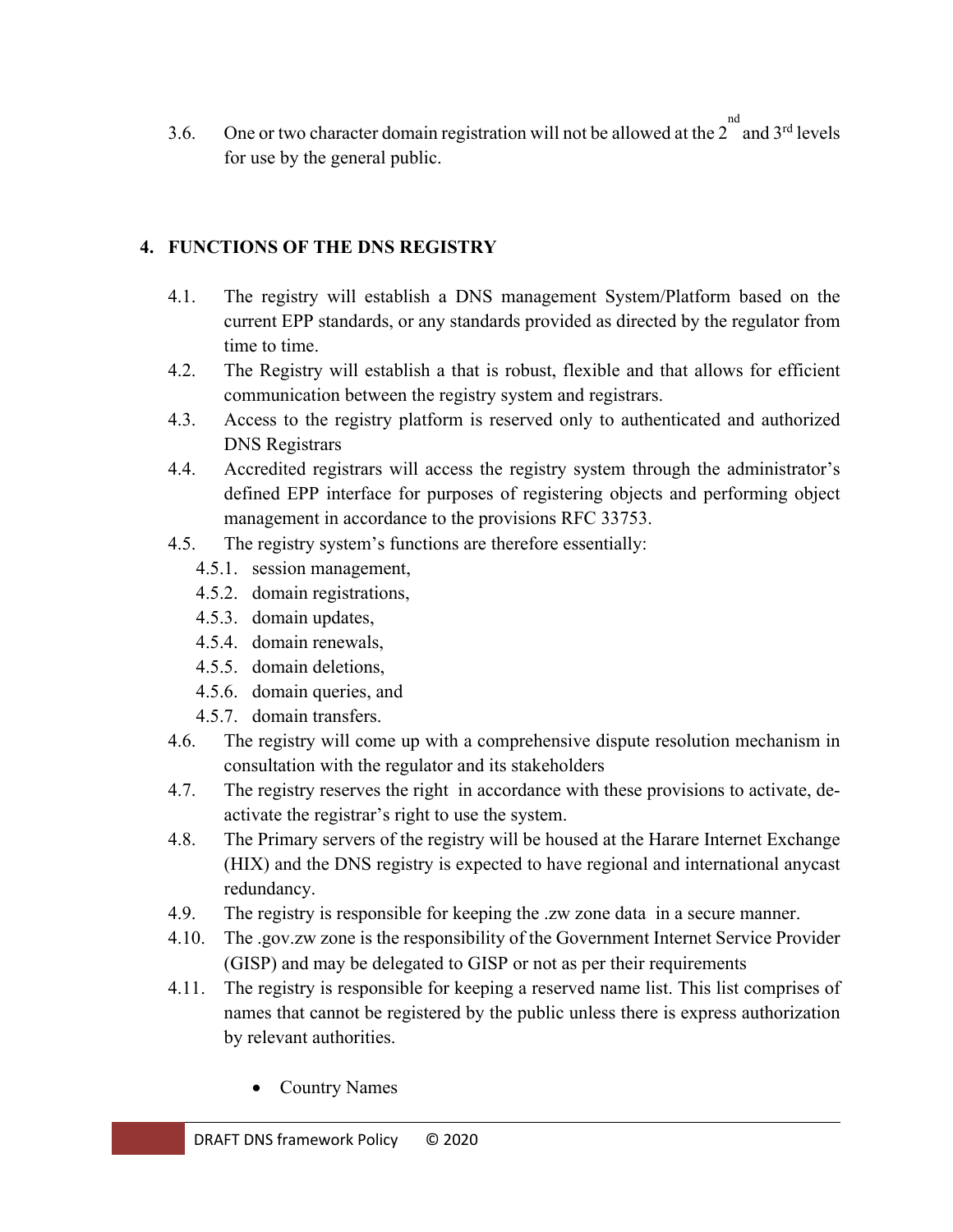3.6. One or two character domain registration will not be allowed at the 2nd and 3rd levels for use by the general public.

## 4. FUNCTIONS OF THE DNS REGISTRY

4.1. The registry will establish a DNS management System/Platform based on the current EPP standards, or any standards provided as directed by the regulator from time to time.

4.2. The Registry will establish a that is robust, flexible and that allows for efficient communication between the registry system and registrars.

4.3. Access to the registry platform is reserved only to authenticated and authorized DNS Registrars

4.4. Accredited registrars will access the registry system through the administrator's defined EPP interface for purposes of registering objects and performing object management in accordance to the provisions RFC 33753.

4.5. The registry system's functions are therefore essentially:

- 4.5.1. session management,
- 4.5.2. domain registrations,
- 4.5.3. domain updates,
- 4.5.4. domain renewals,
- 4.5.5. domain deletions,
- 4.5.6. domain queries, and
- 4.5.7. domain transfers.

4.6. The registry will come up with a comprehensive dispute resolution mechanism in consultation with the regulator and its stakeholders

4.7. The registry reserves the right in accordance with these provisions to activate, de-activate the registrar's right to use the system.

4.8. The Primary servers of the registry will be housed at the Harare Internet Exchange (HIX) and the DNS registry is expected to have regional and international anycast redundancy.

4.9. The registry is responsible for keeping the .zw zone data in a secure manner.

4.10. The .gov.zw zone is the responsibility of the Government Internet Service Provider (GISP) and may be delegated to GISP or not as per their requirements

4.11. The registry is responsible for keeping a reserved name list. This list comprises of names that cannot be registered by the public unless there is express authorization by relevant authorities.

- Country Names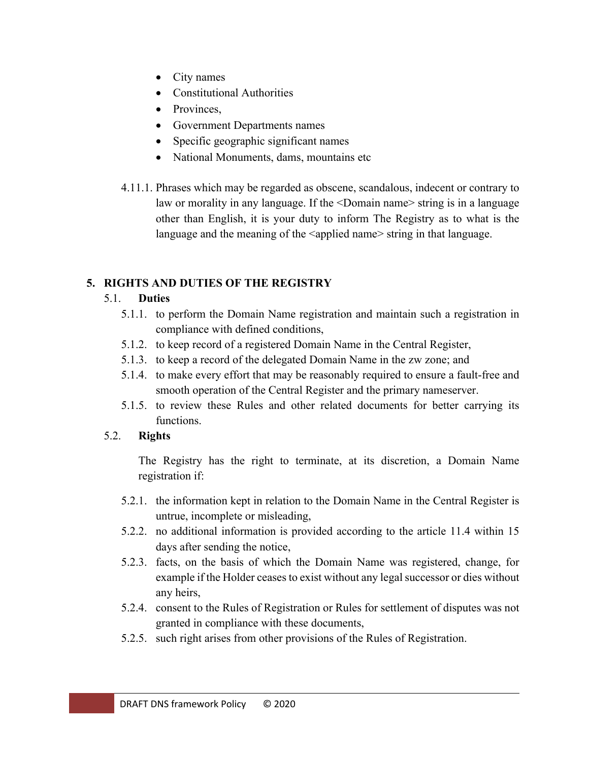- City names
- Constitutional Authorities
- Provinces,
- Government Departments names
- Specific geographic significant names
- National Monuments, dams, mountains etc

4.11.1. Phrases which may be regarded as obscene, scandalous, indecent or contrary to law or morality in any language. If the <Domain name> string is in a language other than English, it is your duty to inform The Registry as to what is the language and the meaning of the <applied name> string in that language.

## 5. RIGHTS AND DUTIES OF THE REGISTRY

### 5.1. **Duties**

5.1.1. to perform the Domain Name registration and maintain such a registration in compliance with defined conditions,

5.1.2. to keep record of a registered Domain Name in the Central Register,

5.1.3. to keep a record of the delegated Domain Name in the zw zone; and

5.1.4. to make every effort that may be reasonably required to ensure a fault-free and smooth operation of the Central Register and the primary nameserver.

5.1.5. to review these Rules and other related documents for better carrying its functions.

### 5.2. **Rights**

The Registry has the right to terminate, at its discretion, a Domain Name registration if:

5.2.1. the information kept in relation to the Domain Name in the Central Register is untrue, incomplete or misleading,

5.2.2. no additional information is provided according to the article 11.4 within 15 days after sending the notice,

5.2.3. facts, on the basis of which the Domain Name was registered, change, for example if the Holder ceases to exist without any legal successor or dies without any heirs,

5.2.4. consent to the Rules of Registration or Rules for settlement of disputes was not granted in compliance with these documents,

5.2.5. such right arises from other provisions of the Rules of Registration.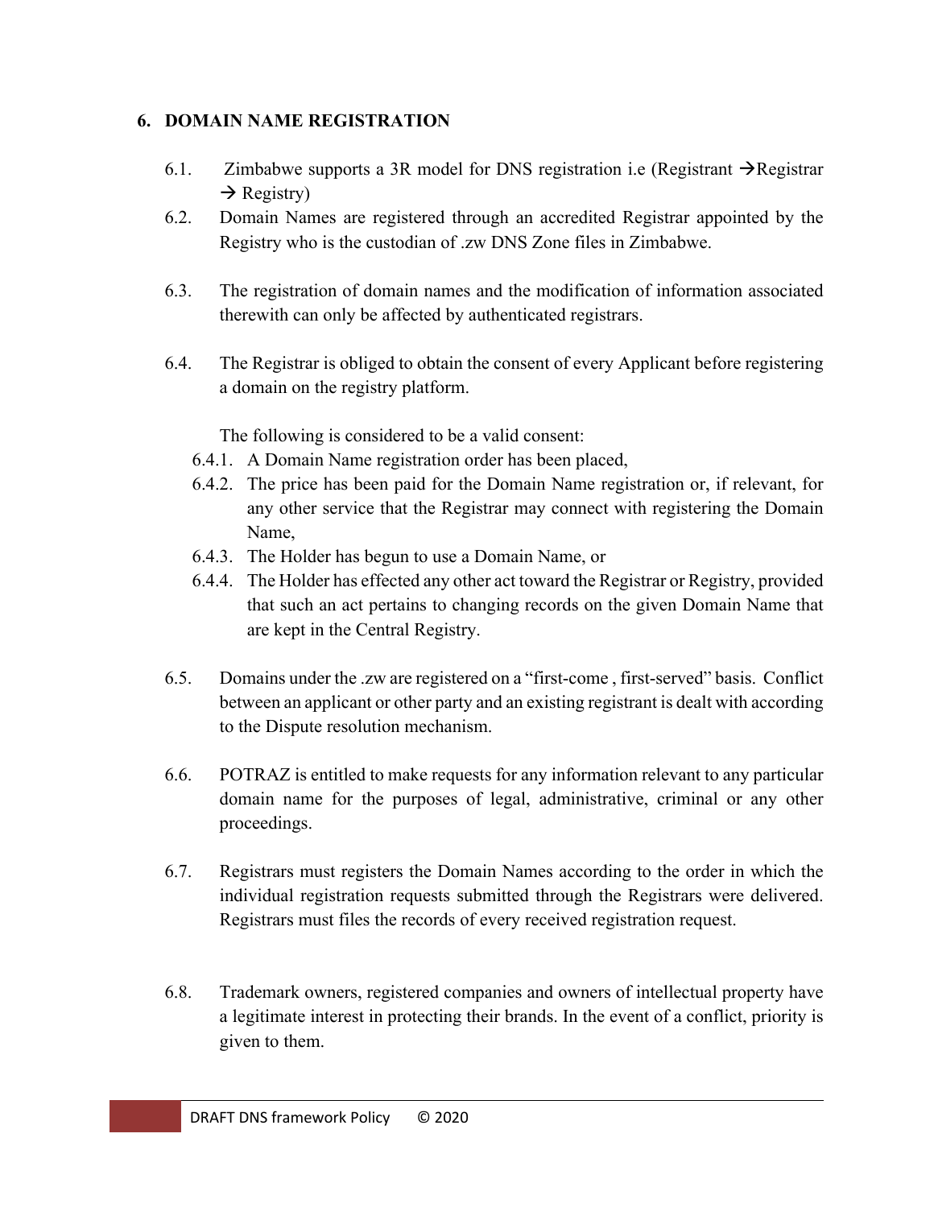## 6. DOMAIN NAME REGISTRATION

6.1. Zimbabwe supports a 3R model for DNS registration i.e (Registrant →Registrar → Registry)

6.2. Domain Names are registered through an accredited Registrar appointed by the Registry who is the custodian of .zw DNS Zone files in Zimbabwe.

6.3. The registration of domain names and the modification of information associated therewith can only be affected by authenticated registrars.

6.4. The Registrar is obliged to obtain the consent of every Applicant before registering a domain on the registry platform.

The following is considered to be a valid consent:

6.4.1. A Domain Name registration order has been placed,

6.4.2. The price has been paid for the Domain Name registration or, if relevant, for any other service that the Registrar may connect with registering the Domain Name,

6.4.3. The Holder has begun to use a Domain Name, or

6.4.4. The Holder has effected any other act toward the Registrar or Registry, provided that such an act pertains to changing records on the given Domain Name that are kept in the Central Registry.

6.5. Domains under the .zw are registered on a "first-come , first-served" basis. Conflict between an applicant or other party and an existing registrant is dealt with according to the Dispute resolution mechanism.

6.6. POTRAZ is entitled to make requests for any information relevant to any particular domain name for the purposes of legal, administrative, criminal or any other proceedings.

6.7. Registrars must registers the Domain Names according to the order in which the individual registration requests submitted through the Registrars were delivered. Registrars must files the records of every received registration request.

6.8. Trademark owners, registered companies and owners of intellectual property have a legitimate interest in protecting their brands. In the event of a conflict, priority is given to them.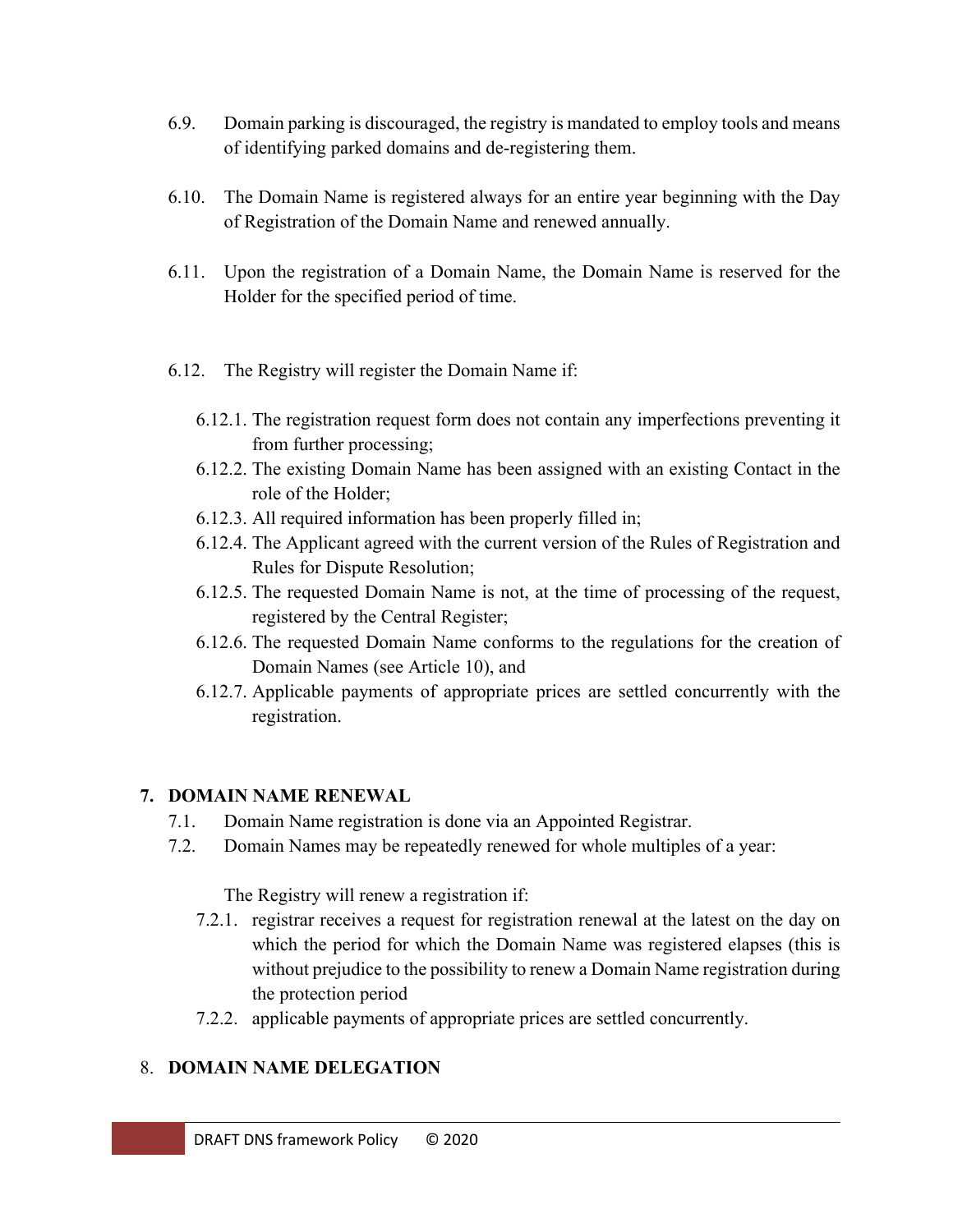6.9. Domain parking is discouraged, the registry is mandated to employ tools and means of identifying parked domains and de-registering them.

6.10. The Domain Name is registered always for an entire year beginning with the Day of Registration of the Domain Name and renewed annually.

6.11. Upon the registration of a Domain Name, the Domain Name is reserved for the Holder for the specified period of time.

6.12. The Registry will register the Domain Name if:

- 6.12.1. The registration request form does not contain any imperfections preventing it from further processing;
- 6.12.2. The existing Domain Name has been assigned with an existing Contact in the role of the Holder;
- 6.12.3. All required information has been properly filled in;
- 6.12.4. The Applicant agreed with the current version of the Rules of Registration and Rules for Dispute Resolution;
- 6.12.5. The requested Domain Name is not, at the time of processing of the request, registered by the Central Register;
- 6.12.6. The requested Domain Name conforms to the regulations for the creation of Domain Names (see Article 10), and
- 6.12.7. Applicable payments of appropriate prices are settled concurrently with the registration.

## 7. DOMAIN NAME RENEWAL

7.1. Domain Name registration is done via an Appointed Registrar.

7.2. Domain Names may be repeatedly renewed for whole multiples of a year:

The Registry will renew a registration if:

- 7.2.1. registrar receives a request for registration renewal at the latest on the day on which the period for which the Domain Name was registered elapses (this is without prejudice to the possibility to renew a Domain Name registration during the protection period
- 7.2.2. applicable payments of appropriate prices are settled concurrently.

## 8. DOMAIN NAME DELEGATION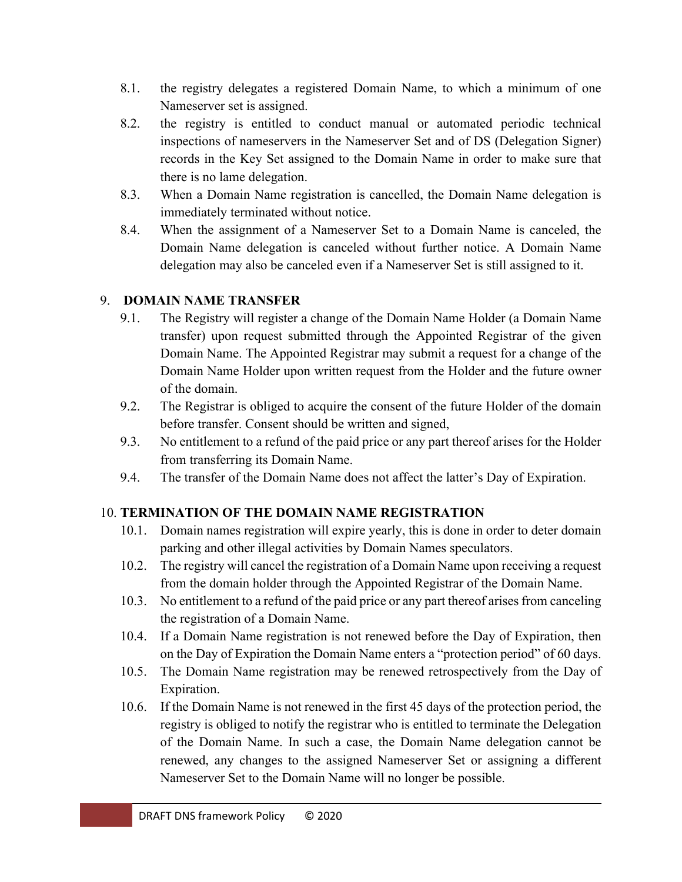8.1. the registry delegates a registered Domain Name, to which a minimum of one Nameserver set is assigned.

8.2. the registry is entitled to conduct manual or automated periodic technical inspections of nameservers in the Nameserver Set and of DS (Delegation Signer) records in the Key Set assigned to the Domain Name in order to make sure that there is no lame delegation.

8.3. When a Domain Name registration is cancelled, the Domain Name delegation is immediately terminated without notice.

8.4. When the assignment of a Nameserver Set to a Domain Name is canceled, the Domain Name delegation is canceled without further notice. A Domain Name delegation may also be canceled even if a Nameserver Set is still assigned to it.

## 9. DOMAIN NAME TRANSFER

9.1. The Registry will register a change of the Domain Name Holder (a Domain Name transfer) upon request submitted through the Appointed Registrar of the given Domain Name. The Appointed Registrar may submit a request for a change of the Domain Name Holder upon written request from the Holder and the future owner of the domain.

9.2. The Registrar is obliged to acquire the consent of the future Holder of the domain before transfer. Consent should be written and signed,

9.3. No entitlement to a refund of the paid price or any part thereof arises for the Holder from transferring its Domain Name.

9.4. The transfer of the Domain Name does not affect the latter's Day of Expiration.

## 10. TERMINATION OF THE DOMAIN NAME REGISTRATION

10.1. Domain names registration will expire yearly, this is done in order to deter domain parking and other illegal activities by Domain Names speculators.

10.2. The registry will cancel the registration of a Domain Name upon receiving a request from the domain holder through the Appointed Registrar of the Domain Name.

10.3. No entitlement to a refund of the paid price or any part thereof arises from canceling the registration of a Domain Name.

10.4. If a Domain Name registration is not renewed before the Day of Expiration, then on the Day of Expiration the Domain Name enters a "protection period" of 60 days.

10.5. The Domain Name registration may be renewed retrospectively from the Day of Expiration.

10.6. If the Domain Name is not renewed in the first 45 days of the protection period, the registry is obliged to notify the registrar who is entitled to terminate the Delegation of the Domain Name. In such a case, the Domain Name delegation cannot be renewed, any changes to the assigned Nameserver Set or assigning a different Nameserver Set to the Domain Name will no longer be possible.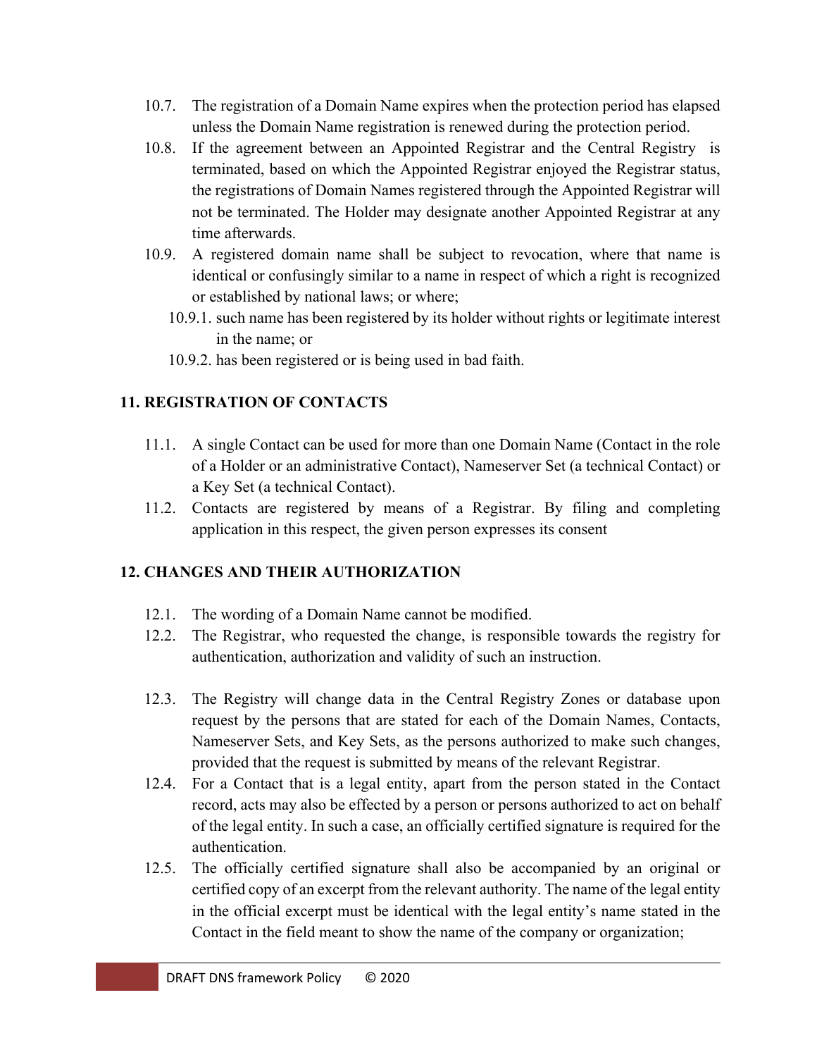10.7. The registration of a Domain Name expires when the protection period has elapsed unless the Domain Name registration is renewed during the protection period.

10.8. If the agreement between an Appointed Registrar and the Central Registry is terminated, based on which the Appointed Registrar enjoyed the Registrar status, the registrations of Domain Names registered through the Appointed Registrar will not be terminated. The Holder may designate another Appointed Registrar at any time afterwards.

10.9. A registered domain name shall be subject to revocation, where that name is identical or confusingly similar to a name in respect of which a right is recognized or established by national laws; or where;

10.9.1. such name has been registered by its holder without rights or legitimate interest in the name; or

10.9.2. has been registered or is being used in bad faith.

## 11. REGISTRATION OF CONTACTS

11.1. A single Contact can be used for more than one Domain Name (Contact in the role of a Holder or an administrative Contact), Nameserver Set (a technical Contact) or a Key Set (a technical Contact).

11.2. Contacts are registered by means of a Registrar. By filing and completing application in this respect, the given person expresses its consent

## 12. CHANGES AND THEIR AUTHORIZATION

12.1. The wording of a Domain Name cannot be modified.

12.2. The Registrar, who requested the change, is responsible towards the registry for authentication, authorization and validity of such an instruction.

12.3. The Registry will change data in the Central Registry Zones or database upon request by the persons that are stated for each of the Domain Names, Contacts, Nameserver Sets, and Key Sets, as the persons authorized to make such changes, provided that the request is submitted by means of the relevant Registrar.

12.4. For a Contact that is a legal entity, apart from the person stated in the Contact record, acts may also be effected by a person or persons authorized to act on behalf of the legal entity. In such a case, an officially certified signature is required for the authentication.

12.5. The officially certified signature shall also be accompanied by an original or certified copy of an excerpt from the relevant authority. The name of the legal entity in the official excerpt must be identical with the legal entity's name stated in the Contact in the field meant to show the name of the company or organization;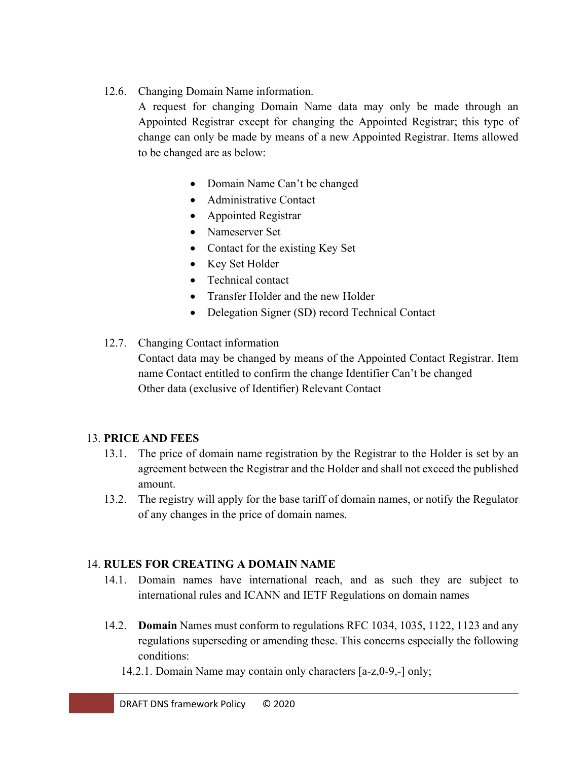12.6. Changing Domain Name information.

A request for changing Domain Name data may only be made through an Appointed Registrar except for changing the Appointed Registrar; this type of change can only be made by means of a new Appointed Registrar. Items allowed to be changed are as below:

- Domain Name Can't be changed
- Administrative Contact
- Appointed Registrar
- Nameserver Set
- Contact for the existing Key Set
- Key Set Holder
- Technical contact
- Transfer Holder and the new Holder
- Delegation Signer (SD) record Technical Contact

12.7. Changing Contact information

Contact data may be changed by means of the Appointed Contact Registrar. Item name Contact entitled to confirm the change Identifier Can't be changed
Other data (exclusive of Identifier) Relevant Contact

## 13. PRICE AND FEES

13.1. The price of domain name registration by the Registrar to the Holder is set by an agreement between the Registrar and the Holder and shall not exceed the published amount.

13.2. The registry will apply for the base tariff of domain names, or notify the Regulator of any changes in the price of domain names.

## 14. RULES FOR CREATING A DOMAIN NAME

14.1. Domain names have international reach, and as such they are subject to international rules and ICANN and IETF Regulations on domain names

14.2. **Domain** Names must conform to regulations RFC 1034, 1035, 1122, 1123 and any regulations superseding or amending these. This concerns especially the following conditions:

14.2.1. Domain Name may contain only characters [a-z,0-9,-] only;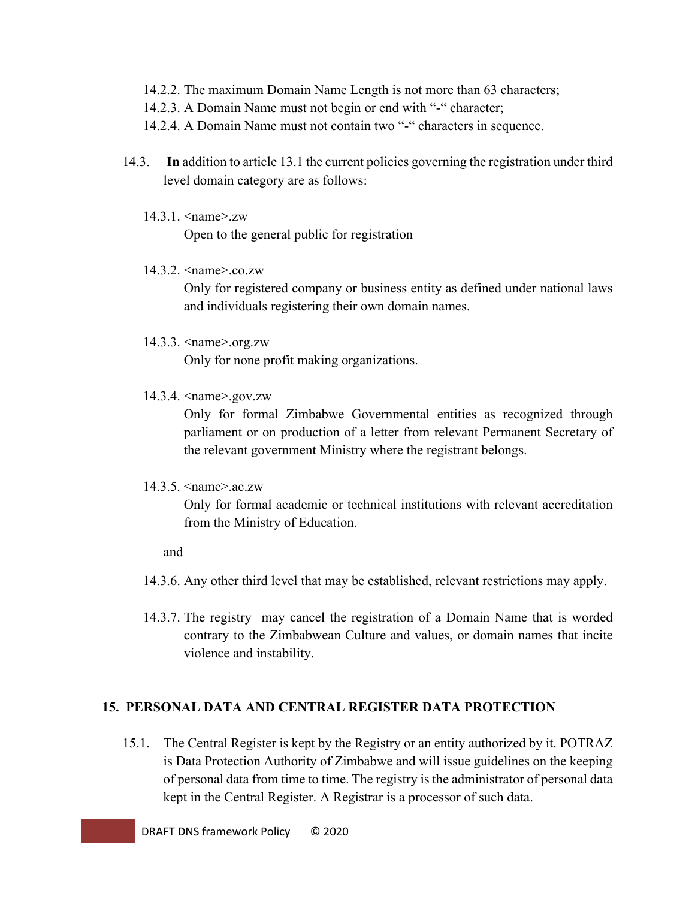14.2.2. The maximum Domain Name Length is not more than 63 characters;

14.2.3. A Domain Name must not begin or end with "-" character;

14.2.4. A Domain Name must not contain two "-" characters in sequence.

14.3. **In** addition to article 13.1 the current policies governing the registration under third level domain category are as follows:

14.3.1. <name>.zw
Open to the general public for registration

14.3.2. <name>.co.zw
Only for registered company or business entity as defined under national laws and individuals registering their own domain names.

14.3.3. <name>.org.zw
Only for none profit making organizations.

14.3.4. <name>.gov.zw
Only for formal Zimbabwe Governmental entities as recognized through parliament or on production of a letter from relevant Permanent Secretary of the relevant government Ministry where the registrant belongs.

14.3.5. <name>.ac.zw
Only for formal academic or technical institutions with relevant accreditation from the Ministry of Education.

and

14.3.6. Any other third level that may be established, relevant restrictions may apply.

14.3.7. The registry may cancel the registration of a Domain Name that is worded contrary to the Zimbabwean Culture and values, or domain names that incite violence and instability.

## 15. PERSONAL DATA AND CENTRAL REGISTER DATA PROTECTION

15.1. The Central Register is kept by the Registry or an entity authorized by it. POTRAZ is Data Protection Authority of Zimbabwe and will issue guidelines on the keeping of personal data from time to time. The registry is the administrator of personal data kept in the Central Register. A Registrar is a processor of such data.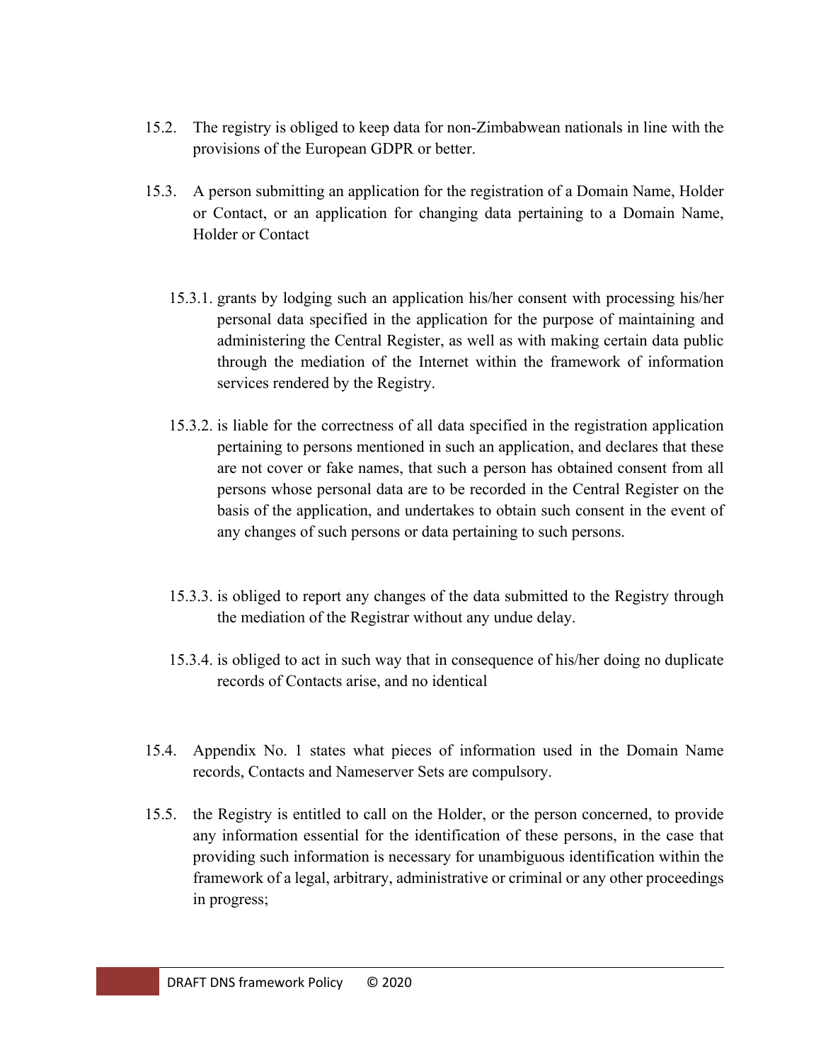15.2. The registry is obliged to keep data for non-Zimbabwean nationals in line with the provisions of the European GDPR or better.

15.3. A person submitting an application for the registration of a Domain Name, Holder or Contact, or an application for changing data pertaining to a Domain Name, Holder or Contact

15.3.1. grants by lodging such an application his/her consent with processing his/her personal data specified in the application for the purpose of maintaining and administering the Central Register, as well as with making certain data public through the mediation of the Internet within the framework of information services rendered by the Registry.

15.3.2. is liable for the correctness of all data specified in the registration application pertaining to persons mentioned in such an application, and declares that these are not cover or fake names, that such a person has obtained consent from all persons whose personal data are to be recorded in the Central Register on the basis of the application, and undertakes to obtain such consent in the event of any changes of such persons or data pertaining to such persons.

15.3.3. is obliged to report any changes of the data submitted to the Registry through the mediation of the Registrar without any undue delay.

15.3.4. is obliged to act in such way that in consequence of his/her doing no duplicate records of Contacts arise, and no identical

15.4. Appendix No. 1 states what pieces of information used in the Domain Name records, Contacts and Nameserver Sets are compulsory.

15.5. the Registry is entitled to call on the Holder, or the person concerned, to provide any information essential for the identification of these persons, in the case that providing such information is necessary for unambiguous identification within the framework of a legal, arbitrary, administrative or criminal or any other proceedings in progress;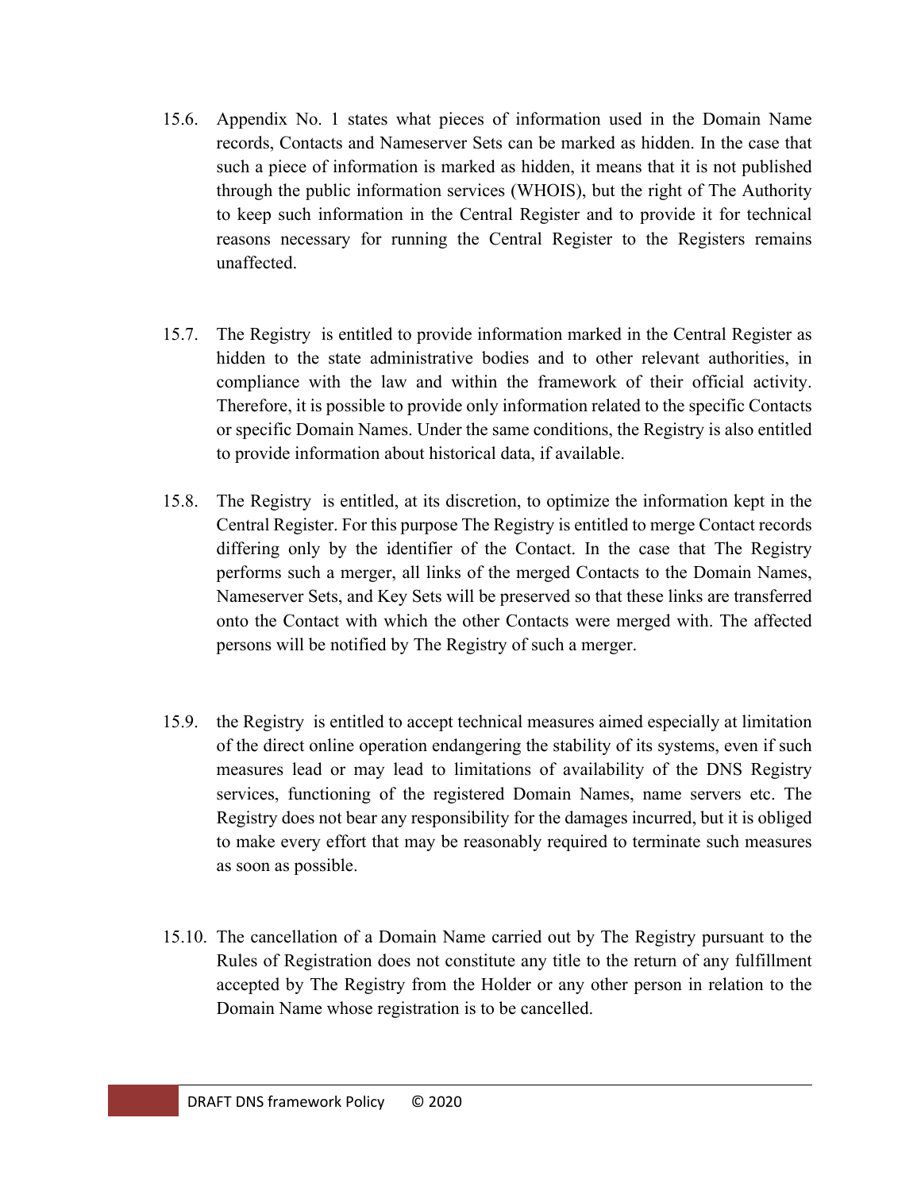15.6. Appendix No. 1 states what pieces of information used in the Domain Name records, Contacts and Nameserver Sets can be marked as hidden. In the case that such a piece of information is marked as hidden, it means that it is not published through the public information services (WHOIS), but the right of The Authority to keep such information in the Central Register and to provide it for technical reasons necessary for running the Central Register to the Registers remains unaffected.

15.7. The Registry is entitled to provide information marked in the Central Register as hidden to the state administrative bodies and to other relevant authorities, in compliance with the law and within the framework of their official activity. Therefore, it is possible to provide only information related to the specific Contacts or specific Domain Names. Under the same conditions, the Registry is also entitled to provide information about historical data, if available.

15.8. The Registry is entitled, at its discretion, to optimize the information kept in the Central Register. For this purpose The Registry is entitled to merge Contact records differing only by the identifier of the Contact. In the case that The Registry performs such a merger, all links of the merged Contacts to the Domain Names, Nameserver Sets, and Key Sets will be preserved so that these links are transferred onto the Contact with which the other Contacts were merged with. The affected persons will be notified by The Registry of such a merger.

15.9. the Registry is entitled to accept technical measures aimed especially at limitation of the direct online operation endangering the stability of its systems, even if such measures lead or may lead to limitations of availability of the DNS Registry services, functioning of the registered Domain Names, name servers etc. The Registry does not bear any responsibility for the damages incurred, but it is obliged to make every effort that may be reasonably required to terminate such measures as soon as possible.

15.10. The cancellation of a Domain Name carried out by The Registry pursuant to the Rules of Registration does not constitute any title to the return of any fulfillment accepted by The Registry from the Holder or any other person in relation to the Domain Name whose registration is to be cancelled.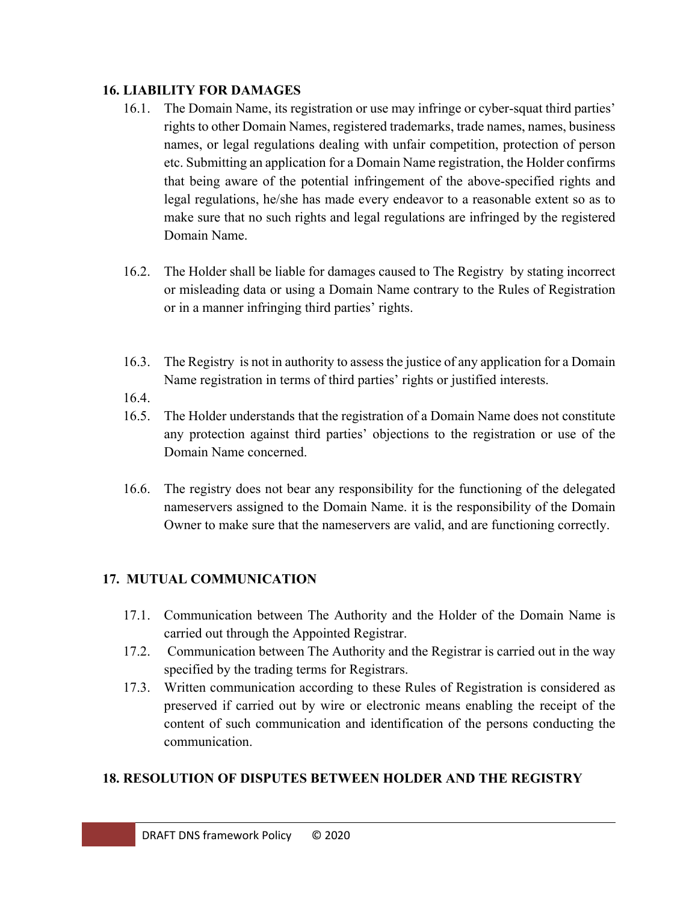## 16. LIABILITY FOR DAMAGES

16.1. The Domain Name, its registration or use may infringe or cyber-squat third parties' rights to other Domain Names, registered trademarks, trade names, names, business names, or legal regulations dealing with unfair competition, protection of person etc. Submitting an application for a Domain Name registration, the Holder confirms that being aware of the potential infringement of the above-specified rights and legal regulations, he/she has made every endeavor to a reasonable extent so as to make sure that no such rights and legal regulations are infringed by the registered Domain Name.

16.2. The Holder shall be liable for damages caused to The Registry by stating incorrect or misleading data or using a Domain Name contrary to the Rules of Registration or in a manner infringing third parties' rights.

16.3. The Registry is not in authority to assess the justice of any application for a Domain Name registration in terms of third parties' rights or justified interests.

16.4.

16.5. The Holder understands that the registration of a Domain Name does not constitute any protection against third parties' objections to the registration or use of the Domain Name concerned.

16.6. The registry does not bear any responsibility for the functioning of the delegated nameservers assigned to the Domain Name. it is the responsibility of the Domain Owner to make sure that the nameservers are valid, and are functioning correctly.

## 17. MUTUAL COMMUNICATION

17.1. Communication between The Authority and the Holder of the Domain Name is carried out through the Appointed Registrar.

17.2. Communication between The Authority and the Registrar is carried out in the way specified by the trading terms for Registrars.

17.3. Written communication according to these Rules of Registration is considered as preserved if carried out by wire or electronic means enabling the receipt of the content of such communication and identification of the persons conducting the communication.

## 18. RESOLUTION OF DISPUTES BETWEEN HOLDER AND THE REGISTRY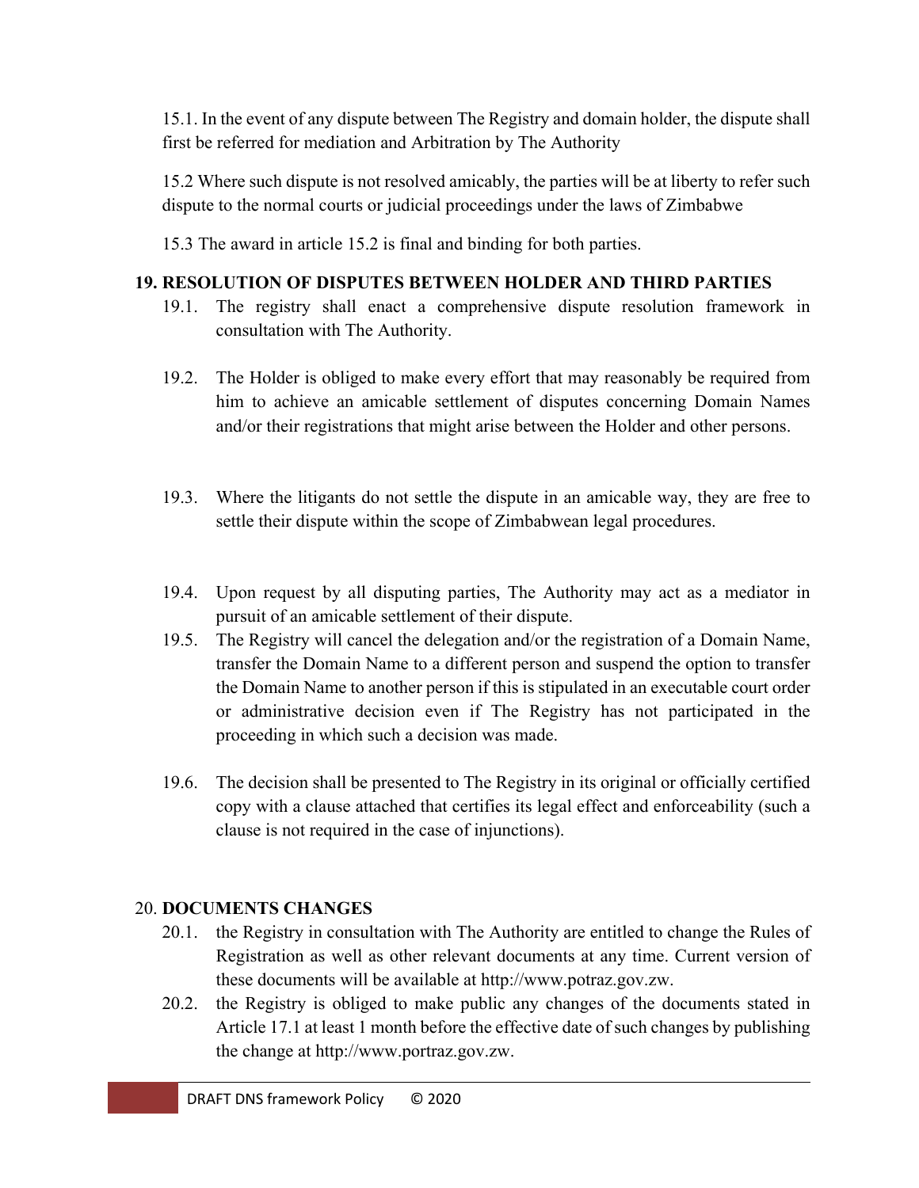15.1. In the event of any dispute between The Registry and domain holder, the dispute shall first be referred for mediation and Arbitration by The Authority

15.2 Where such dispute is not resolved amicably, the parties will be at liberty to refer such dispute to the normal courts or judicial proceedings under the laws of Zimbabwe

15.3 The award in article 15.2 is final and binding for both parties.

## 19. RESOLUTION OF DISPUTES BETWEEN HOLDER AND THIRD PARTIES

19.1. The registry shall enact a comprehensive dispute resolution framework in consultation with The Authority.

19.2. The Holder is obliged to make every effort that may reasonably be required from him to achieve an amicable settlement of disputes concerning Domain Names and/or their registrations that might arise between the Holder and other persons.

19.3. Where the litigants do not settle the dispute in an amicable way, they are free to settle their dispute within the scope of Zimbabwean legal procedures.

19.4. Upon request by all disputing parties, The Authority may act as a mediator in pursuit of an amicable settlement of their dispute.

19.5. The Registry will cancel the delegation and/or the registration of a Domain Name, transfer the Domain Name to a different person and suspend the option to transfer the Domain Name to another person if this is stipulated in an executable court order or administrative decision even if The Registry has not participated in the proceeding in which such a decision was made.

19.6. The decision shall be presented to The Registry in its original or officially certified copy with a clause attached that certifies its legal effect and enforceability (such a clause is not required in the case of injunctions).

## 20. DOCUMENTS CHANGES

20.1. the Registry in consultation with The Authority are entitled to change the Rules of Registration as well as other relevant documents at any time. Current version of these documents will be available at http://www.potraz.gov.zw.

20.2. the Registry is obliged to make public any changes of the documents stated in Article 17.1 at least 1 month before the effective date of such changes by publishing the change at http://www.portraz.gov.zw.